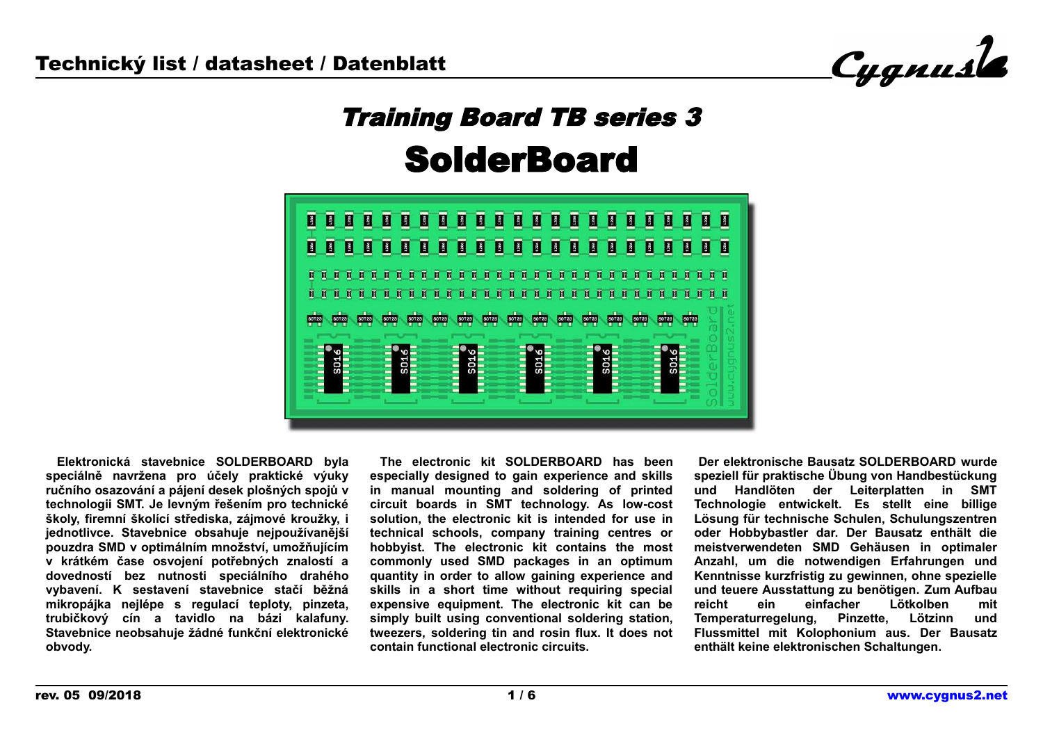# Technický list / datasheet / Datenblatt

## *Training Board TB series 3*

# SolderBoard

**Elektronická stavebnice SOLDERBOARD byla speciálně navržena pro účely praktické výuky ručního osazování a pájení desek plošných spojů v technologii SMT. Je levným řešením pro technické školy, firemní školící střediska, zájmové kroužky, i jednotlivce. Stavebnice obsahuje nejpoužívanější pouzdra SMD v optimálním množství, umožňujícím v krátkém čase osvojení potřebných znalostí a dovedností bez nutnosti speciálního drahého vybavení. K sestavení stavebnice stačí běžná mikropájka nejlépe s regulací teploty, pinzeta, trubičkový cín a tavidlo na bázi kalafuny. Stavebnice neobsahuje žádné funkční elektronické obvody.**

**The electronic kit SOLDERBOARD has been especially designed to gain experience and skills in manual mounting and soldering of printed circuit boards in SMT technology. As low-cost solution, the electronic kit is intended for use in technical schools, company training centres or hobbyist. The electronic kit contains the most commonly used SMD packages in an optimum quantity in order to allow gaining experience and skills in a short time without requiring special expensive equipment. The electronic kit can be simply built using conventional soldering station, tweezers, soldering tin and rosin flux. It does not contain functional electronic circuits.**

**Der elektronische Bausatz SOLDERBOARD wurde speziell für praktische Übung von Handbestückung und Handlöten der Leiterplatten in SMT Technologie entwickelt. Es stellt eine billige Lösung für technische Schulen, Schulungszentren oder Hobbybastler dar. Der Bausatz enthält die meistverwendeten SMD Gehäusen in optimaler Anzahl, um die notwendigen Erfahrungen und Kenntnisse kurzfristig zu gewinnen, ohne spezielle und teuere Ausstattung zu benötigen. Zum Aufbau reicht ein einfacher Lötkolben mit Temperaturregelung, Pinzette, Lötzinn und Flussmittel mit Kolophonium aus. Der Bausatz enthält keine elektronischen Schaltungen.**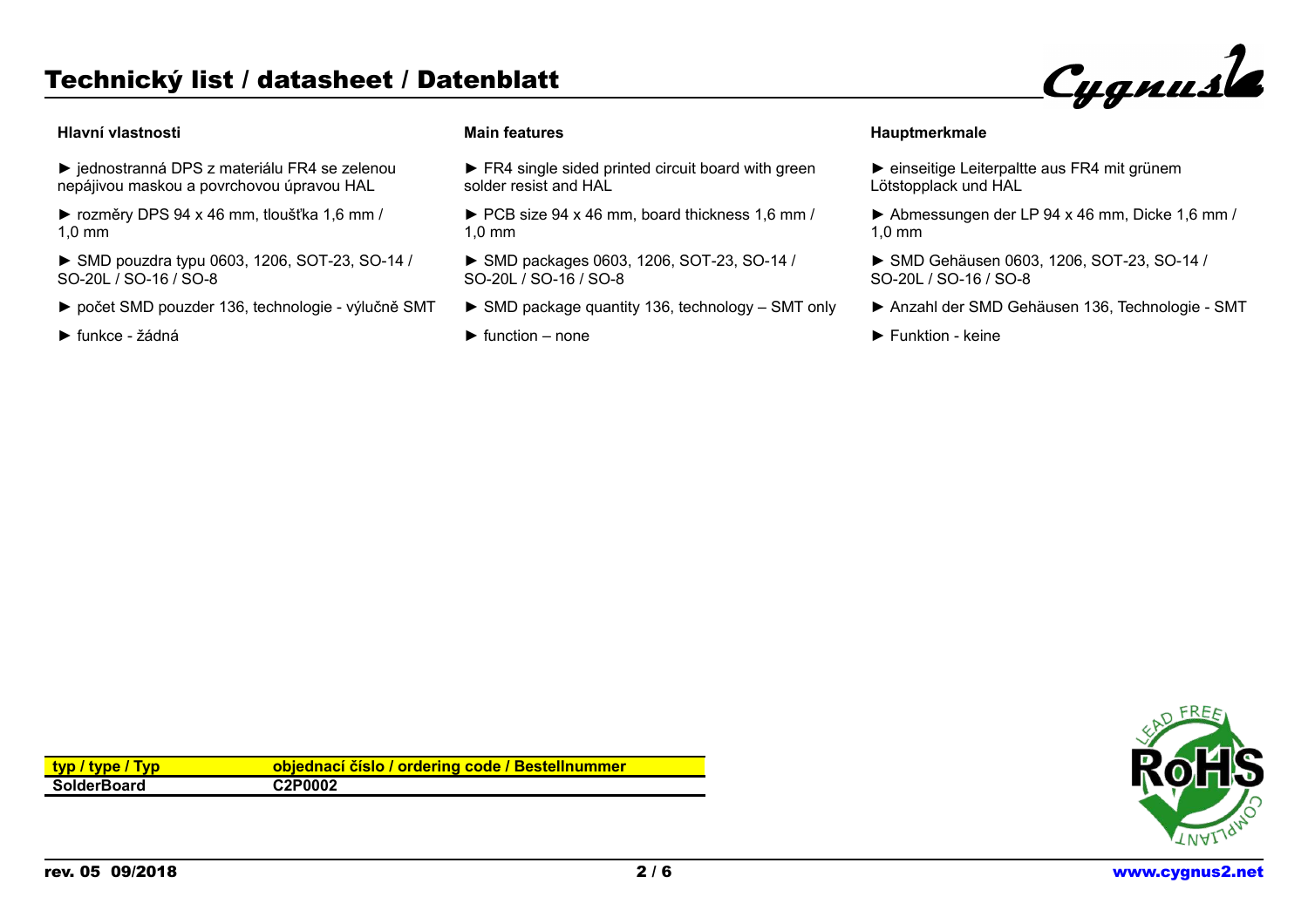# Technický list / datasheet / Datenblatt

### Hlavní vlastnosti

- ► jednostranná DPS z materiálu FR4 se zelenou nepájivou maskou a povrchovou úpravou HAL
- ► rozměry DPS 94 x 46 mm, tloušťka 1,6 mm / 1,0 mm
- ► SMD pouzdra typu 0603, 1206, SOT-23, SO-14 / SO-20L / SO-16 / SO-8
- ► počet SMD pouzder 136, technologie - výlučně SMT
- ► funkce - žádná

### Main features

- ► FR4 single sided printed circuit board with green solder resist and HAL
- ► PCB size 94 x 46 mm, board thickness 1,6 mm / 1,0 mm
- ► SMD packages 0603, 1206, SOT-23, SO-14 / SO-20L / SO-16 / SO-8
- ► SMD package quantity 136, technology – SMT only
- ► function – none

### Hauptmerkmale

- ► einseitige Leiterpaltte aus FR4 mit grünem Lötstopplack und HAL
- ► Abmessungen der LP 94 x 46 mm, Dicke 1,6 mm / 1,0 mm
- ► SMD Gehäusen 0603, 1206, SOT-23, SO-14 / SO-20L / SO-16 / SO-8
- ► Anzahl der SMD Gehäusen 136, Technologie - SMT
- ► Funktion - keine

| typ / type / Typ | objednací číslo / ordering code / Bestellnummer |
|---|---|
| SolderBoard | C2P0002 |

rev. 05 09/2018

www.cygnus2.net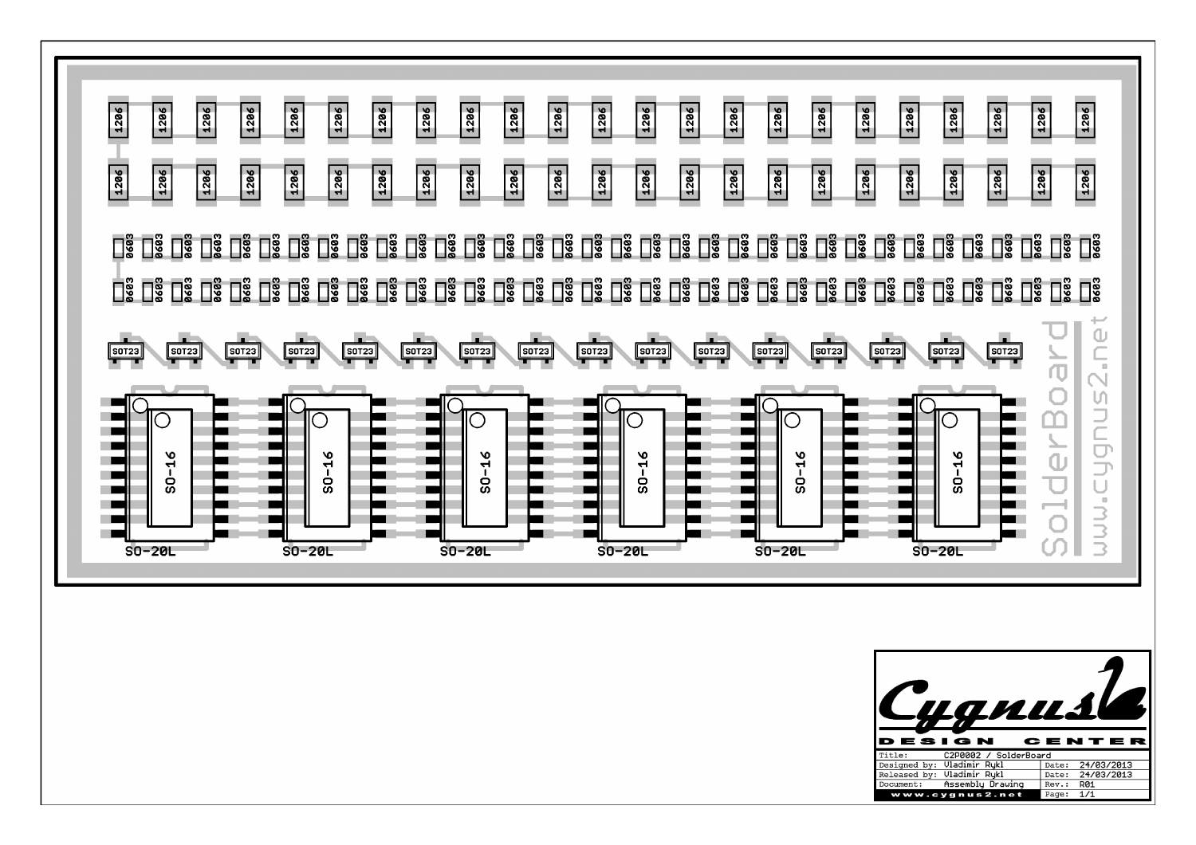| | | | |
|---|---|---|---|
| Title: | C2P0002 / SolderBoard | | |
| Designed by: | Vladimir Rykl | Date: | 24/03/2013 |
| Released by: | Vladimir Rykl | Date: | 24/03/2013 |
| Document: | Assembly Drawing | Rev.: | R01 |
| www.cygnus2.net | | Page: | 1/1 |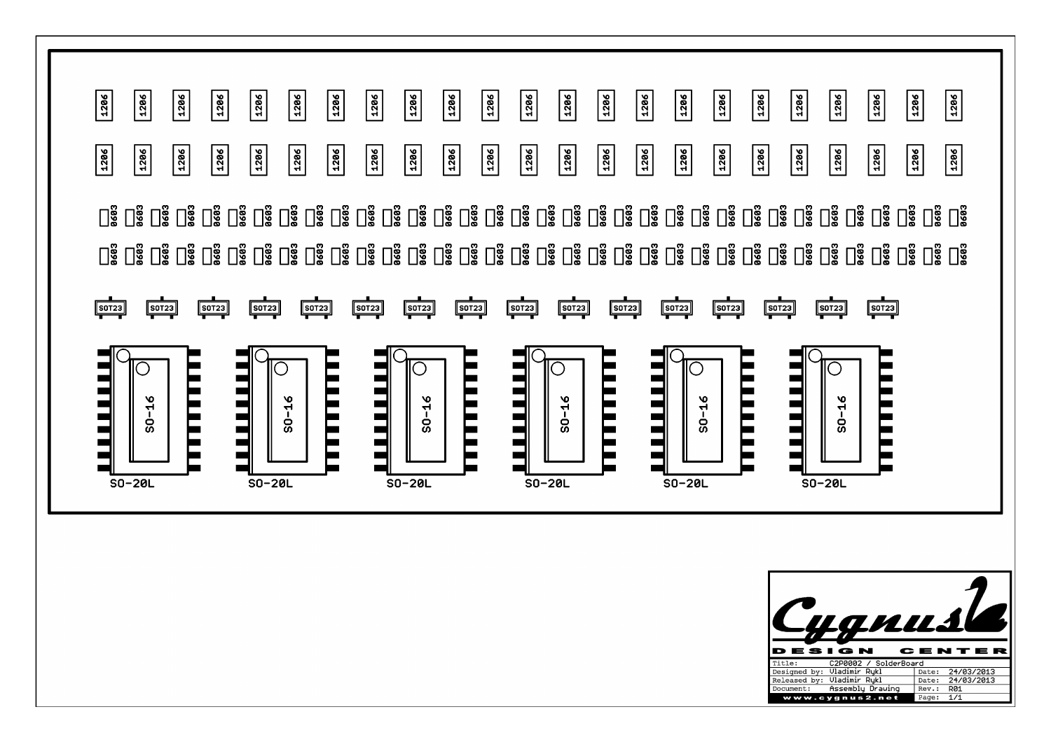1206 1206 1206 1206 1206 1206 1206 1206 1206 1206 1206 1206 1206 1206 1206 1206 1206 1206 1206 1206 1206 1206 1206

1206 1206 1206 1206 1206 1206 1206 1206 1206 1206 1206 1206 1206 1206 1206 1206 1206 1206 1206 1206 1206 1206 1206

0603 0603 0603 0603 0603 0603 0603 0603 0603 0603 0603 0603 0603 0603 0603 0603 0603 0603 0603 0603 0603 0603 0603 0603 0603 0603 0603 0603 0603 0603 0603 0603 0603 0603

0603 0603 0603 0603 0603 0603 0603 0603 0603 0603 0603 0603 0603 0603 0603 0603 0603 0603 0603 0603 0603 0603 0603 0603 0603 0603 0603 0603 0603 0603 0603 0603 0603 0603

SOT23 SOT23 SOT23 SOT23 SOT23 SOT23 SOT23 SOT23 SOT23 SOT23 SOT23 SOT23 SOT23 SOT23 SOT23 SOT23

SO-16 SO-16 SO-16 SO-16 SO-16 SO-16

SO-20L SO-20L SO-20L SO-20L SO-20L SO-20L

**Cygnus**

DESIGN CENTER

| | | | |
|---|---|---|---|
| Title: | C2P0002 / SolderBoard | | |
| Designed by: | Vladimir Rykl | Date: | 24/03/2013 |
| Released by: | Vladimir Rykl | Date: | 24/03/2013 |
| Document: | Assembly Drawing | Rev.: | R01 |
| www.cygnus2.net | | Page: | 1/1 |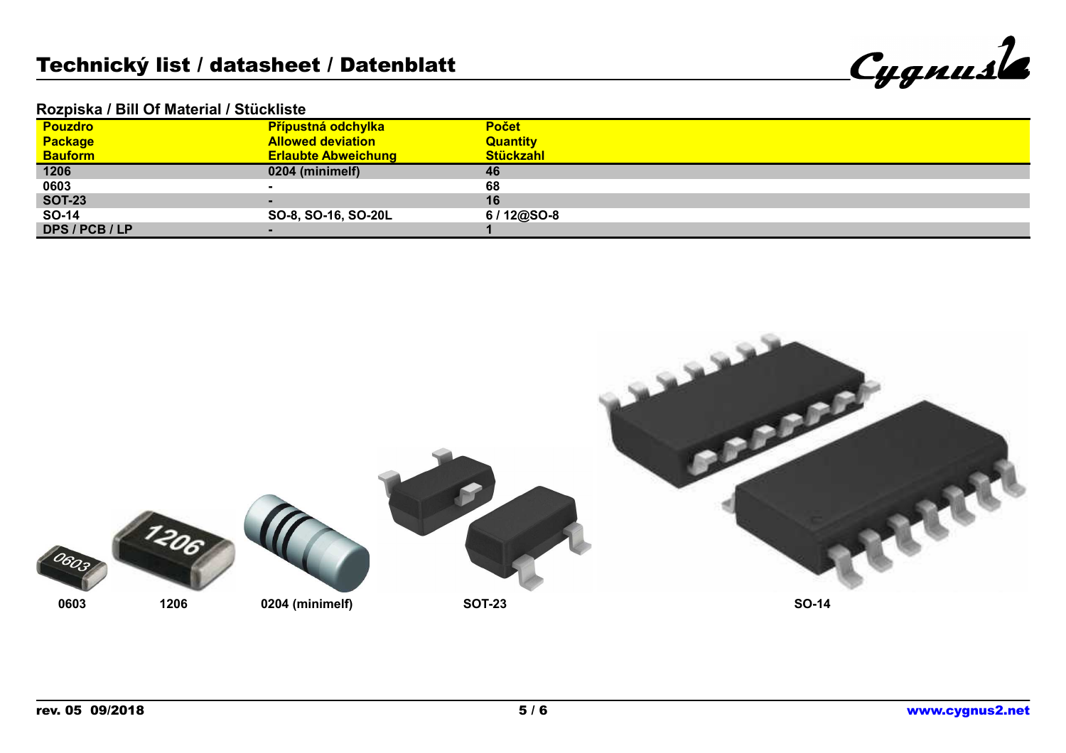# Technický list / datasheet / Datenblatt

## Rozpiska / Bill Of Material / Stückliste

| Pouzdro<br>Package<br>Bauform | Přípustná odchylka<br>Allowed deviation<br>Erlaubte Abweichung | Počet<br>Quantity<br>Stückzahl |
|---|---|---|
| 1206 | 0204 (minimelf) | 46 |
| 0603 | - | 68 |
| SOT-23 | - | 16 |
| SO-14 | SO-8, SO-16, SO-20L | 6 / 12@SO-8 |
| DPS / PCB / LP | - | 1 |

0603 | 1206 | 0204 (minimelf) | SOT-23 | SO-14

rev. 05 09/2018

www.cygnus2.net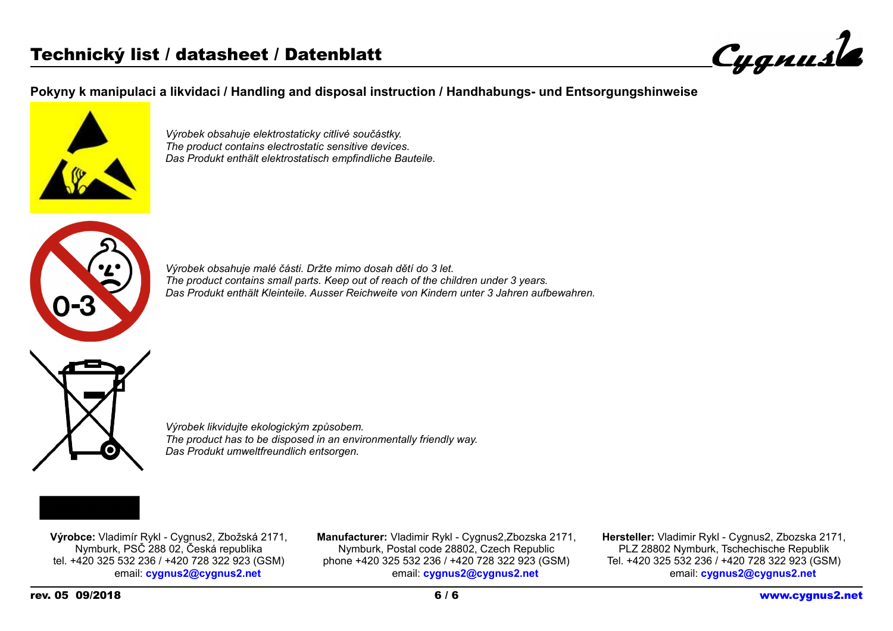# Technický list / datasheet / Datenblatt

## Pokyny k manipulaci a likvidaci / Handling and disposal instruction / Handhabungs- und Entsorgungshinweise

*Výrobek obsahuje elektrostaticky citlivé součástky.*
*The product contains electrostatic sensitive devices.*
*Das Produkt enthält elektrostatisch empfindliche Bauteile.*

*Výrobek obsahuje malé části. Držte mimo dosah dětí do 3 let.*
*The product contains small parts. Keep out of reach of the children under 3 years.*
*Das Produkt enthält Kleinteile. Ausser Reichweite von Kindern unter 3 Jahren aufbewahren.*

*Výrobek likvidujte ekologickým způsobem.*
*The product has to be disposed in an environmentally friendly way.*
*Das Produkt umweltfreundlich entsorgen.*

**Výrobce:** Vladimír Rykl - Cygnus2, Zbožská 2171, Nymburk, PSČ 288 02, Česká republika
tel. +420 325 532 236 / +420 728 322 923 (GSM)
email: **cygnus2@cygnus2.net**

**Manufacturer:** Vladimir Rykl - Cygnus2,Zbozska 2171, Nymburk, Postal code 28802, Czech Republic
phone +420 325 532 236 / +420 728 322 923 (GSM)
email: **cygnus2@cygnus2.net**

**Hersteller:** Vladimir Rykl - Cygnus2, Zbozska 2171, PLZ 28802 Nymburk, Tschechische Republik
Tel. +420 325 532 236 / +420 728 322 923 (GSM)
email: **cygnus2@cygnus2.net**

**rev. 05 09/2018**

**www.cygnus2.net**